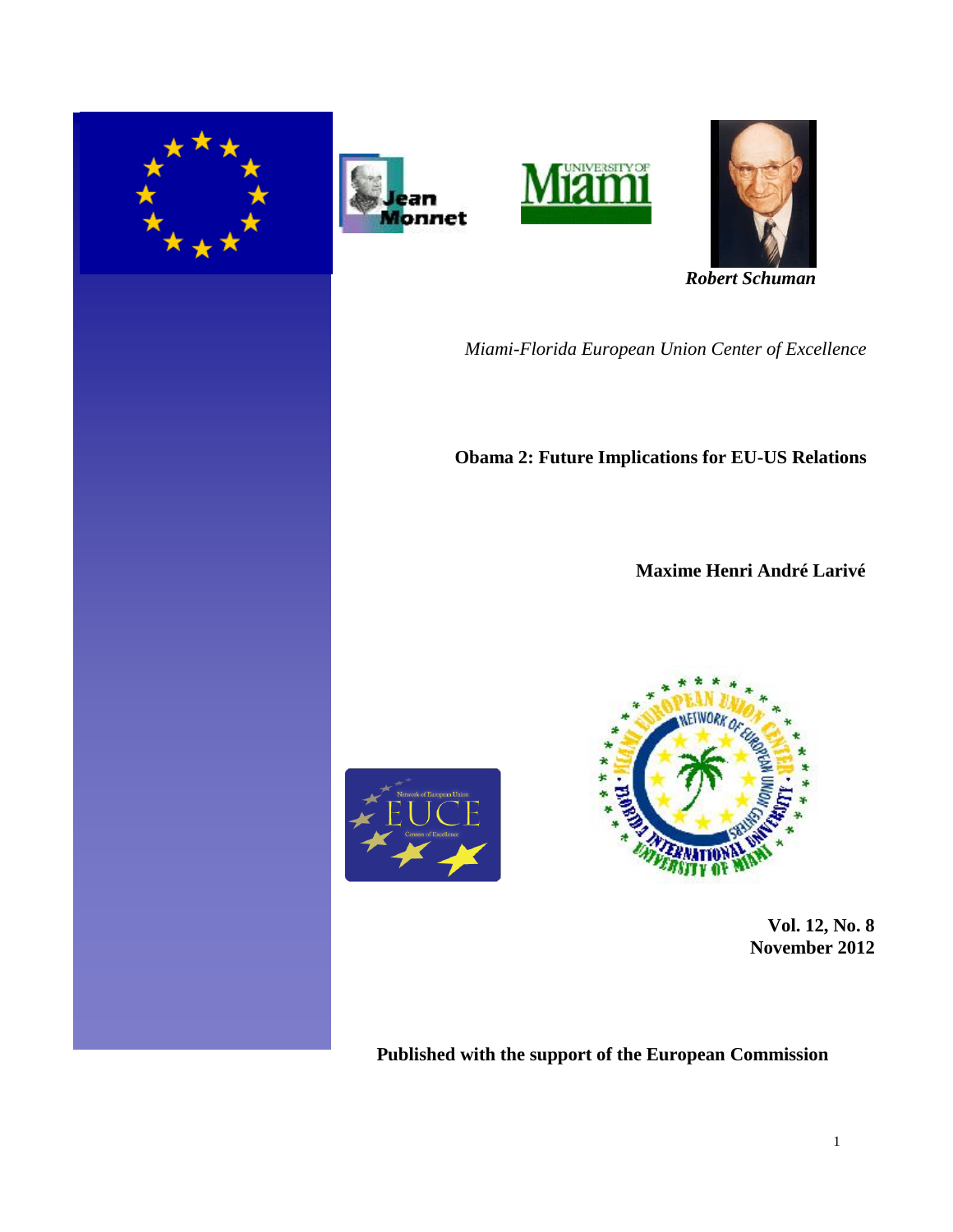*Robert Schuman*

*Miami-Florida European Union Center of Excellence*

# Obama 2: Future Implications for EU-US Relations

**Maxime Henri André Larivé**

**Vol. 12, No. 8**
**November 2012**

**Published with the support of the European Commission**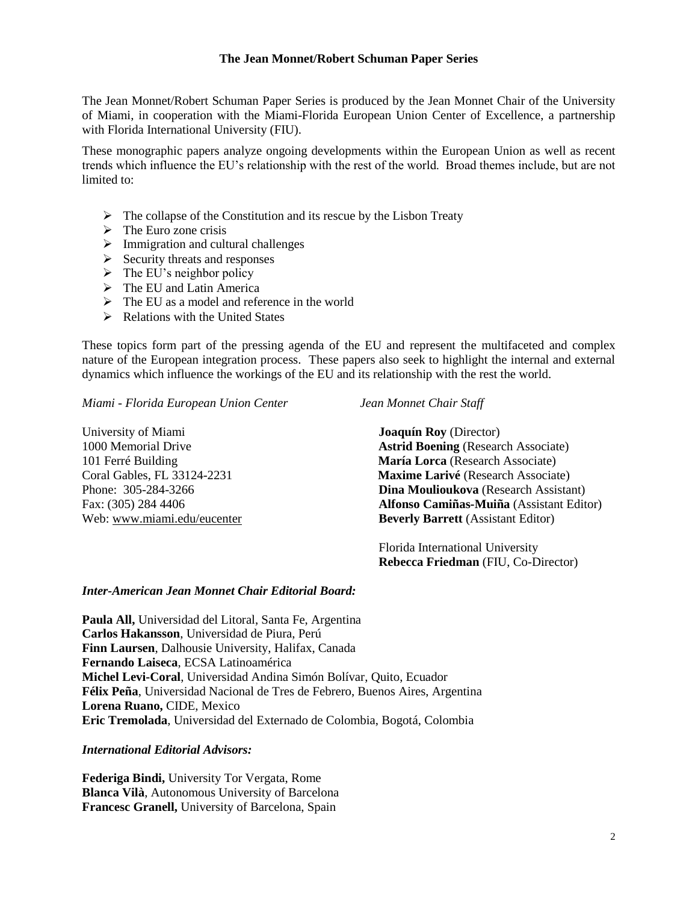**The Jean Monnet/Robert Schuman Paper Series**

The Jean Monnet/Robert Schuman Paper Series is produced by the Jean Monnet Chair of the University of Miami, in cooperation with the Miami-Florida European Union Center of Excellence, a partnership with Florida International University (FIU).

These monographic papers analyze ongoing developments within the European Union as well as recent trends which influence the EU's relationship with the rest of the world. Broad themes include, but are not limited to:

- The collapse of the Constitution and its rescue by the Lisbon Treaty
- The Euro zone crisis
- Immigration and cultural challenges
- Security threats and responses
- The EU's neighbor policy
- The EU and Latin America
- The EU as a model and reference in the world
- Relations with the United States

These topics form part of the pressing agenda of the EU and represent the multifaceted and complex nature of the European integration process. These papers also seek to highlight the internal and external dynamics which influence the workings of the EU and its relationship with the rest the world.

*Miami - Florida European Union Center*

University of Miami
1000 Memorial Drive
101 Ferré Building
Coral Gables, FL 33124-2231
Phone: 305-284-3266
Fax: (305) 284 4406
Web: www.miami.edu/eucenter

*Jean Monnet Chair Staff*

**Joaquín Roy** (Director)
**Astrid Boening** (Research Associate)
**María Lorca** (Research Associate)
**Maxime Larivé** (Research Associate)
**Dina Moulioukova** (Research Assistant)
**Alfonso Camiñas-Muiña** (Assistant Editor)
**Beverly Barrett** (Assistant Editor)

Florida International University
**Rebecca Friedman** (FIU, Co-Director)

***Inter-American Jean Monnet Chair Editorial Board:***

**Paula All,** Universidad del Litoral, Santa Fe, Argentina
**Carlos Hakansson**, Universidad de Piura, Perú
**Finn Laursen**, Dalhousie University, Halifax, Canada
**Fernando Laiseca**, ECSA Latinoamérica
**Michel Levi-Coral**, Universidad Andina Simón Bolívar, Quito, Ecuador
**Félix Peña**, Universidad Nacional de Tres de Febrero, Buenos Aires, Argentina
**Lorena Ruano,** CIDE, Mexico
**Eric Tremolada**, Universidad del Externado de Colombia, Bogotá, Colombia

***International Editorial Advisors:***

**Federiga Bindi,** University Tor Vergata, Rome
**Blanca Vilà**, Autonomous University of Barcelona
**Francesc Granell,** University of Barcelona, Spain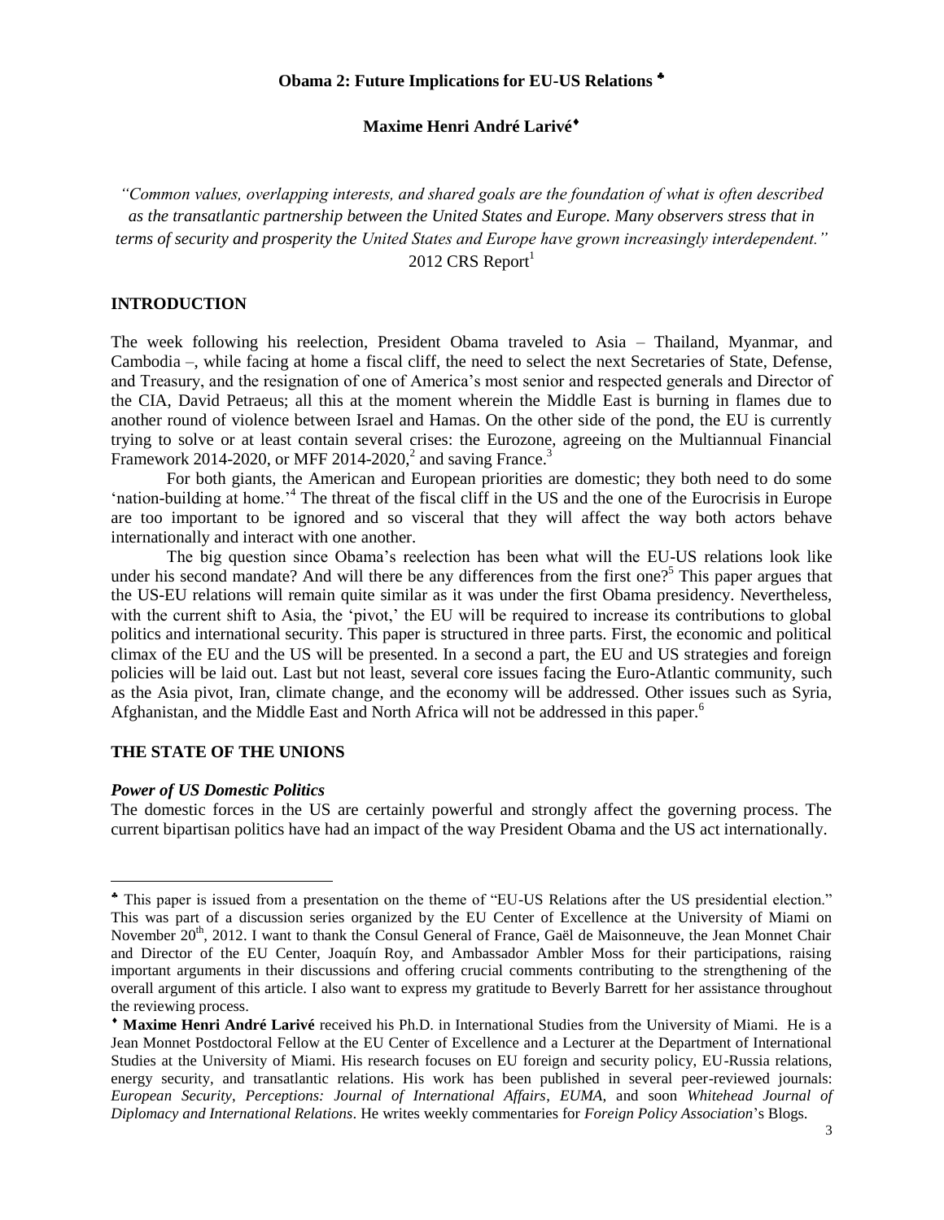## Obama 2: Future Implications for EU-US Relations ♣

**Maxime Henri André Larivé♦**

*"Common values, overlapping interests, and shared goals are the foundation of what is often described as the transatlantic partnership between the United States and Europe. Many observers stress that in terms of security and prosperity the United States and Europe have grown increasingly interdependent."*
2012 CRS Report[1]

### INTRODUCTION

The week following his reelection, President Obama traveled to Asia – Thailand, Myanmar, and Cambodia –, while facing at home a fiscal cliff, the need to select the next Secretaries of State, Defense, and Treasury, and the resignation of one of America's most senior and respected generals and Director of the CIA, David Petraeus; all this at the moment wherein the Middle East is burning in flames due to another round of violence between Israel and Hamas. On the other side of the pond, the EU is currently trying to solve or at least contain several crises: the Eurozone, agreeing on the Multiannual Financial Framework 2014-2020, or MFF 2014-2020,[2] and saving France.[3]

For both giants, the American and European priorities are domestic; they both need to do some 'nation-building at home.'[4] The threat of the fiscal cliff in the US and the one of the Eurocrisis in Europe are too important to be ignored and so visceral that they will affect the way both actors behave internationally and interact with one another.

The big question since Obama's reelection has been what will the EU-US relations look like under his second mandate? And will there be any differences from the first one?[5] This paper argues that the US-EU relations will remain quite similar as it was under the first Obama presidency. Nevertheless, with the current shift to Asia, the 'pivot,' the EU will be required to increase its contributions to global politics and international security. This paper is structured in three parts. First, the economic and political climax of the EU and the US will be presented. In a second a part, the EU and US strategies and foreign policies will be laid out. Last but not least, several core issues facing the Euro-Atlantic community, such as the Asia pivot, Iran, climate change, and the economy will be addressed. Other issues such as Syria, Afghanistan, and the Middle East and North Africa will not be addressed in this paper.[6]

### THE STATE OF THE UNIONS

#### *Power of US Domestic Politics*

The domestic forces in the US are certainly powerful and strongly affect the governing process. The current bipartisan politics have had an impact of the way President Obama and the US act internationally.

---

♣ This paper is issued from a presentation on the theme of "EU-US Relations after the US presidential election." This was part of a discussion series organized by the EU Center of Excellence at the University of Miami on November 20th, 2012. I want to thank the Consul General of France, Gaël de Maisonneuve, the Jean Monnet Chair and Director of the EU Center, Joaquín Roy, and Ambassador Ambler Moss for their participations, raising important arguments in their discussions and offering crucial comments contributing to the strengthening of the overall argument of this article. I also want to express my gratitude to Beverly Barrett for her assistance throughout the reviewing process.

♦ **Maxime Henri André Larivé** received his Ph.D. in International Studies from the University of Miami. He is a Jean Monnet Postdoctoral Fellow at the EU Center of Excellence and a Lecturer at the Department of International Studies at the University of Miami. His research focuses on EU foreign and security policy, EU-Russia relations, energy security, and transatlantic relations. His work has been published in several peer-reviewed journals: *European Security*, *Perceptions: Journal of International Affairs*, *EUMA*, and soon *Whitehead Journal of Diplomacy and International Relations*. He writes weekly commentaries for *Foreign Policy Association*'s Blogs.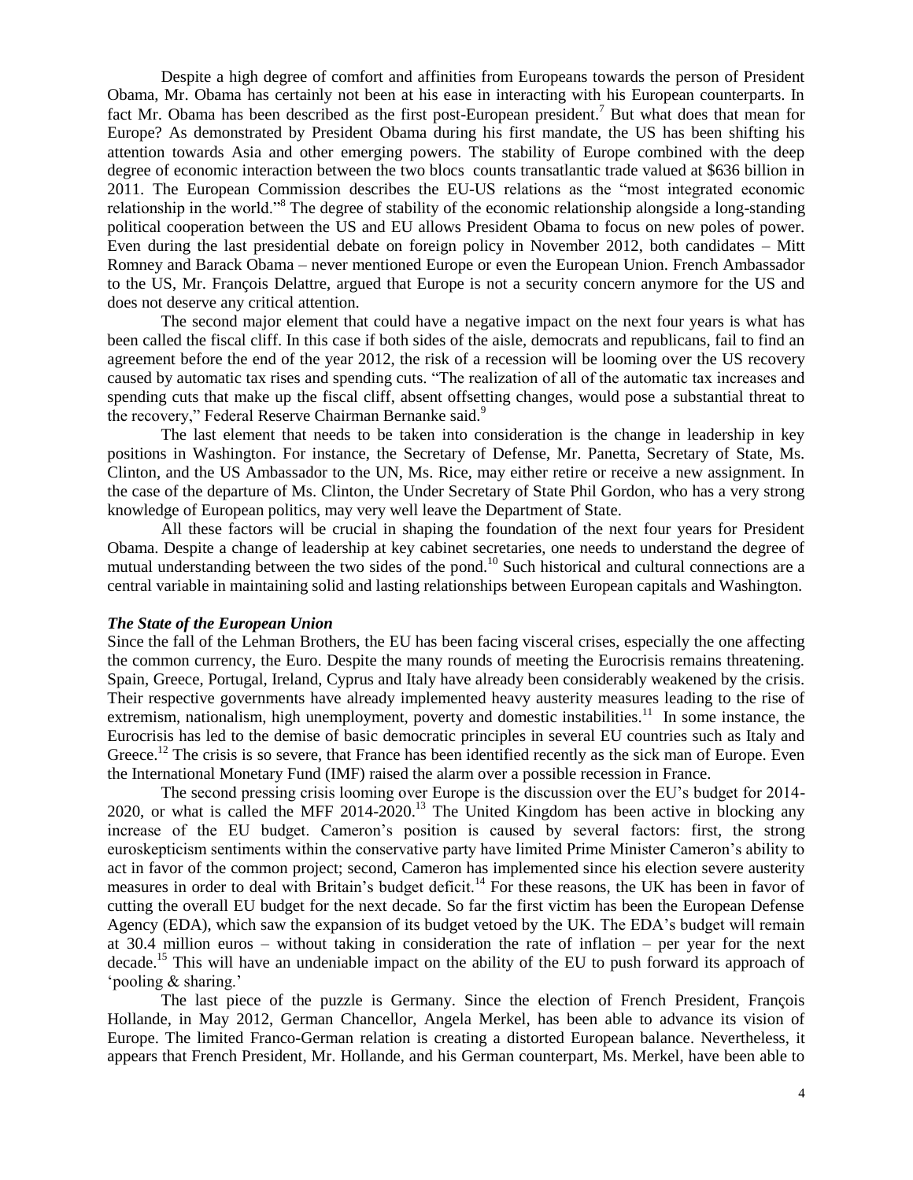Despite a high degree of comfort and affinities from Europeans towards the person of President Obama, Mr. Obama has certainly not been at his ease in interacting with his European counterparts. In fact Mr. Obama has been described as the first post-European president.[7] But what does that mean for Europe? As demonstrated by President Obama during his first mandate, the US has been shifting his attention towards Asia and other emerging powers. The stability of Europe combined with the deep degree of economic interaction between the two blocs counts transatlantic trade valued at $636 billion in 2011. The European Commission describes the EU-US relations as the "most integrated economic relationship in the world."[8] The degree of stability of the economic relationship alongside a long-standing political cooperation between the US and EU allows President Obama to focus on new poles of power. Even during the last presidential debate on foreign policy in November 2012, both candidates – Mitt Romney and Barack Obama – never mentioned Europe or even the European Union. French Ambassador to the US, Mr. François Delattre, argued that Europe is not a security concern anymore for the US and does not deserve any critical attention.

The second major element that could have a negative impact on the next four years is what has been called the fiscal cliff. In this case if both sides of the aisle, democrats and republicans, fail to find an agreement before the end of the year 2012, the risk of a recession will be looming over the US recovery caused by automatic tax rises and spending cuts. "The realization of all of the automatic tax increases and spending cuts that make up the fiscal cliff, absent offsetting changes, would pose a substantial threat to the recovery," Federal Reserve Chairman Bernanke said.[9]

The last element that needs to be taken into consideration is the change in leadership in key positions in Washington. For instance, the Secretary of Defense, Mr. Panetta, Secretary of State, Ms. Clinton, and the US Ambassador to the UN, Ms. Rice, may either retire or receive a new assignment. In the case of the departure of Ms. Clinton, the Under Secretary of State Phil Gordon, who has a very strong knowledge of European politics, may very well leave the Department of State.

All these factors will be crucial in shaping the foundation of the next four years for President Obama. Despite a change of leadership at key cabinet secretaries, one needs to understand the degree of mutual understanding between the two sides of the pond.[10] Such historical and cultural connections are a central variable in maintaining solid and lasting relationships between European capitals and Washington.

***The State of the European Union***

Since the fall of the Lehman Brothers, the EU has been facing visceral crises, especially the one affecting the common currency, the Euro. Despite the many rounds of meeting the Eurocrisis remains threatening. Spain, Greece, Portugal, Ireland, Cyprus and Italy have already been considerably weakened by the crisis. Their respective governments have already implemented heavy austerity measures leading to the rise of extremism, nationalism, high unemployment, poverty and domestic instabilities.[11] In some instance, the Eurocrisis has led to the demise of basic democratic principles in several EU countries such as Italy and Greece.[12] The crisis is so severe, that France has been identified recently as the sick man of Europe. Even the International Monetary Fund (IMF) raised the alarm over a possible recession in France.

The second pressing crisis looming over Europe is the discussion over the EU's budget for 2014-2020, or what is called the MFF 2014-2020.[13] The United Kingdom has been active in blocking any increase of the EU budget. Cameron's position is caused by several factors: first, the strong euroskepticism sentiments within the conservative party have limited Prime Minister Cameron's ability to act in favor of the common project; second, Cameron has implemented since his election severe austerity measures in order to deal with Britain's budget deficit.[14] For these reasons, the UK has been in favor of cutting the overall EU budget for the next decade. So far the first victim has been the European Defense Agency (EDA), which saw the expansion of its budget vetoed by the UK. The EDA's budget will remain at 30.4 million euros – without taking in consideration the rate of inflation – per year for the next decade.[15] This will have an undeniable impact on the ability of the EU to push forward its approach of 'pooling & sharing.'

The last piece of the puzzle is Germany. Since the election of French President, François Hollande, in May 2012, German Chancellor, Angela Merkel, has been able to advance its vision of Europe. The limited Franco-German relation is creating a distorted European balance. Nevertheless, it appears that French President, Mr. Hollande, and his German counterpart, Ms. Merkel, have been able to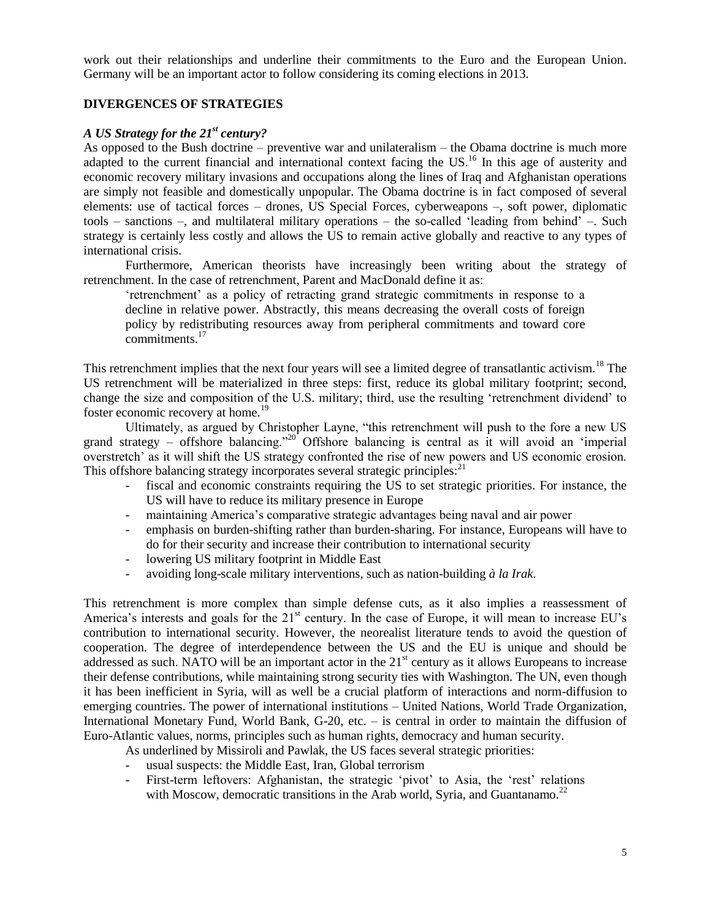work out their relationships and underline their commitments to the Euro and the European Union. Germany will be an important actor to follow considering its coming elections in 2013.

## DIVERGENCES OF STRATEGIES

### *A US Strategy for the 21st century?*

As opposed to the Bush doctrine – preventive war and unilateralism – the Obama doctrine is much more adapted to the current financial and international context facing the US.[16] In this age of austerity and economic recovery military invasions and occupations along the lines of Iraq and Afghanistan operations are simply not feasible and domestically unpopular. The Obama doctrine is in fact composed of several elements: use of tactical forces – drones, US Special Forces, cyberweapons –, soft power, diplomatic tools – sanctions –, and multilateral military operations – the so-called 'leading from behind' –. Such strategy is certainly less costly and allows the US to remain active globally and reactive to any types of international crisis.

Furthermore, American theorists have increasingly been writing about the strategy of retrenchment. In the case of retrenchment, Parent and MacDonald define it as:

> 'retrenchment' as a policy of retracting grand strategic commitments in response to a decline in relative power. Abstractly, this means decreasing the overall costs of foreign policy by redistributing resources away from peripheral commitments and toward core commitments.[17]

This retrenchment implies that the next four years will see a limited degree of transatlantic activism.[18] The US retrenchment will be materialized in three steps: first, reduce its global military footprint; second, change the size and composition of the U.S. military; third, use the resulting 'retrenchment dividend' to foster economic recovery at home.[19]

Ultimately, as argued by Christopher Layne, "this retrenchment will push to the fore a new US grand strategy – offshore balancing."[20] Offshore balancing is central as it will avoid an 'imperial overstretch' as it will shift the US strategy confronted the rise of new powers and US economic erosion. This offshore balancing strategy incorporates several strategic principles:[21]

- fiscal and economic constraints requiring the US to set strategic priorities. For instance, the US will have to reduce its military presence in Europe
- maintaining America's comparative strategic advantages being naval and air power
- emphasis on burden-shifting rather than burden-sharing. For instance, Europeans will have to do for their security and increase their contribution to international security
- lowering US military footprint in Middle East
- avoiding long-scale military interventions, such as nation-building *à la Irak*.

This retrenchment is more complex than simple defense cuts, as it also implies a reassessment of America's interests and goals for the 21st century. In the case of Europe, it will mean to increase EU's contribution to international security. However, the neorealist literature tends to avoid the question of cooperation. The degree of interdependence between the US and the EU is unique and should be addressed as such. NATO will be an important actor in the 21st century as it allows Europeans to increase their defense contributions, while maintaining strong security ties with Washington. The UN, even though it has been inefficient in Syria, will as well be a crucial platform of interactions and norm-diffusion to emerging countries. The power of international institutions – United Nations, World Trade Organization, International Monetary Fund, World Bank, G-20, etc. – is central in order to maintain the diffusion of Euro-Atlantic values, norms, principles such as human rights, democracy and human security.

As underlined by Missiroli and Pawlak, the US faces several strategic priorities:

- usual suspects: the Middle East, Iran, Global terrorism
- First-term leftovers: Afghanistan, the strategic 'pivot' to Asia, the 'rest' relations with Moscow, democratic transitions in the Arab world, Syria, and Guantanamo.[22]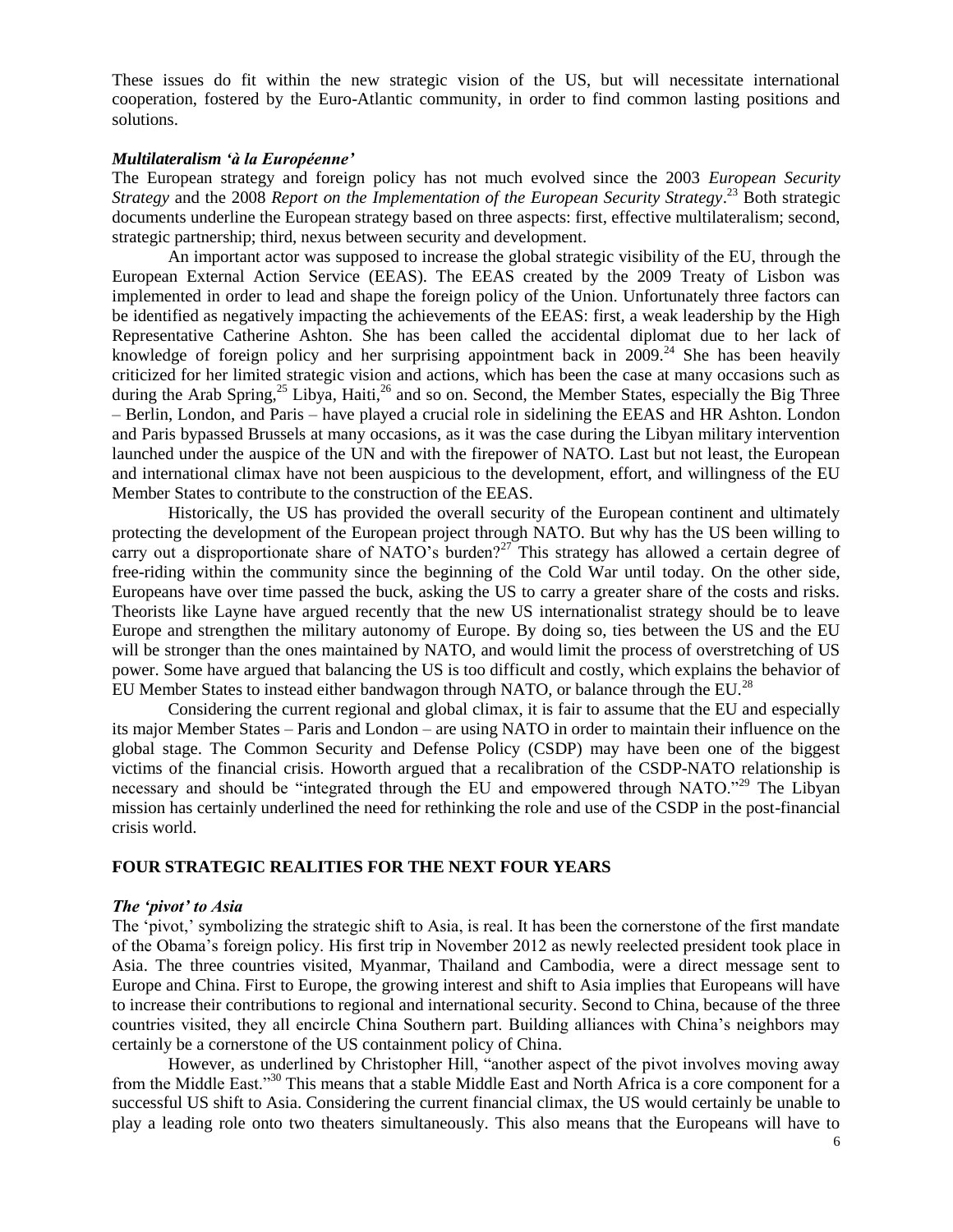These issues do fit within the new strategic vision of the US, but will necessitate international cooperation, fostered by the Euro-Atlantic community, in order to find common lasting positions and solutions.

### *Multilateralism 'à la Européenne'*

The European strategy and foreign policy has not much evolved since the 2003 *European Security Strategy* and the 2008 *Report on the Implementation of the European Security Strategy*.[23] Both strategic documents underline the European strategy based on three aspects: first, effective multilateralism; second, strategic partnership; third, nexus between security and development.

An important actor was supposed to increase the global strategic visibility of the EU, through the European External Action Service (EEAS). The EEAS created by the 2009 Treaty of Lisbon was implemented in order to lead and shape the foreign policy of the Union. Unfortunately three factors can be identified as negatively impacting the achievements of the EEAS: first, a weak leadership by the High Representative Catherine Ashton. She has been called the accidental diplomat due to her lack of knowledge of foreign policy and her surprising appointment back in 2009.[24] She has been heavily criticized for her limited strategic vision and actions, which has been the case at many occasions such as during the Arab Spring,[25] Libya, Haiti,[26] and so on. Second, the Member States, especially the Big Three – Berlin, London, and Paris – have played a crucial role in sidelining the EEAS and HR Ashton. London and Paris bypassed Brussels at many occasions, as it was the case during the Libyan military intervention launched under the auspice of the UN and with the firepower of NATO. Last but not least, the European and international climax have not been auspicious to the development, effort, and willingness of the EU Member States to contribute to the construction of the EEAS.

Historically, the US has provided the overall security of the European continent and ultimately protecting the development of the European project through NATO. But why has the US been willing to carry out a disproportionate share of NATO's burden?[27] This strategy has allowed a certain degree of free-riding within the community since the beginning of the Cold War until today. On the other side, Europeans have over time passed the buck, asking the US to carry a greater share of the costs and risks. Theorists like Layne have argued recently that the new US internationalist strategy should be to leave Europe and strengthen the military autonomy of Europe. By doing so, ties between the US and the EU will be stronger than the ones maintained by NATO, and would limit the process of overstretching of US power. Some have argued that balancing the US is too difficult and costly, which explains the behavior of EU Member States to instead either bandwagon through NATO, or balance through the EU.[28]

Considering the current regional and global climax, it is fair to assume that the EU and especially its major Member States – Paris and London – are using NATO in order to maintain their influence on the global stage. The Common Security and Defense Policy (CSDP) may have been one of the biggest victims of the financial crisis. Howorth argued that a recalibration of the CSDP-NATO relationship is necessary and should be "integrated through the EU and empowered through NATO."[29] The Libyan mission has certainly underlined the need for rethinking the role and use of the CSDP in the post-financial crisis world.

## FOUR STRATEGIC REALITIES FOR THE NEXT FOUR YEARS

### *The 'pivot' to Asia*

The 'pivot,' symbolizing the strategic shift to Asia, is real. It has been the cornerstone of the first mandate of the Obama's foreign policy. His first trip in November 2012 as newly reelected president took place in Asia. The three countries visited, Myanmar, Thailand and Cambodia, were a direct message sent to Europe and China. First to Europe, the growing interest and shift to Asia implies that Europeans will have to increase their contributions to regional and international security. Second to China, because of the three countries visited, they all encircle China Southern part. Building alliances with China's neighbors may certainly be a cornerstone of the US containment policy of China.

However, as underlined by Christopher Hill, "another aspect of the pivot involves moving away from the Middle East."[30] This means that a stable Middle East and North Africa is a core component for a successful US shift to Asia. Considering the current financial climax, the US would certainly be unable to play a leading role onto two theaters simultaneously. This also means that the Europeans will have to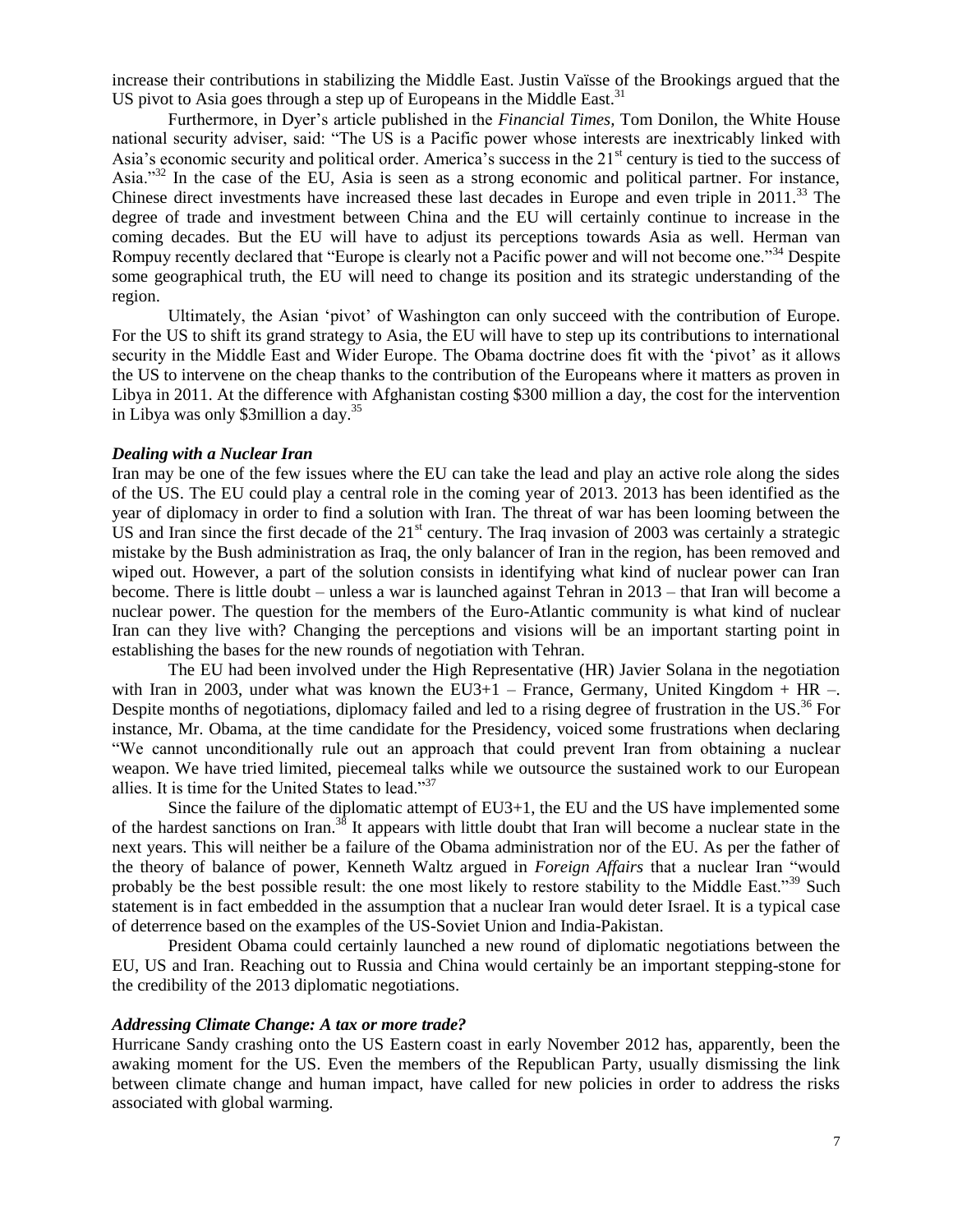increase their contributions in stabilizing the Middle East. Justin Vaïsse of the Brookings argued that the US pivot to Asia goes through a step up of Europeans in the Middle East.[31]

Furthermore, in Dyer's article published in the *Financial Times*, Tom Donilon, the White House national security adviser, said: "The US is a Pacific power whose interests are inextricably linked with Asia's economic security and political order. America's success in the 21st century is tied to the success of Asia."[32] In the case of the EU, Asia is seen as a strong economic and political partner. For instance, Chinese direct investments have increased these last decades in Europe and even triple in 2011.[33] The degree of trade and investment between China and the EU will certainly continue to increase in the coming decades. But the EU will have to adjust its perceptions towards Asia as well. Herman van Rompuy recently declared that "Europe is clearly not a Pacific power and will not become one."[34] Despite some geographical truth, the EU will need to change its position and its strategic understanding of the region.

Ultimately, the Asian 'pivot' of Washington can only succeed with the contribution of Europe. For the US to shift its grand strategy to Asia, the EU will have to step up its contributions to international security in the Middle East and Wider Europe. The Obama doctrine does fit with the 'pivot' as it allows the US to intervene on the cheap thanks to the contribution of the Europeans where it matters as proven in Libya in 2011. At the difference with Afghanistan costing \$300 million a day, the cost for the intervention in Libya was only \$3million a day.[35]

### *Dealing with a Nuclear Iran*

Iran may be one of the few issues where the EU can take the lead and play an active role along the sides of the US. The EU could play a central role in the coming year of 2013. 2013 has been identified as the year of diplomacy in order to find a solution with Iran. The threat of war has been looming between the US and Iran since the first decade of the 21st century. The Iraq invasion of 2003 was certainly a strategic mistake by the Bush administration as Iraq, the only balancer of Iran in the region, has been removed and wiped out. However, a part of the solution consists in identifying what kind of nuclear power can Iran become. There is little doubt – unless a war is launched against Tehran in 2013 – that Iran will become a nuclear power. The question for the members of the Euro-Atlantic community is what kind of nuclear Iran can they live with? Changing the perceptions and visions will be an important starting point in establishing the bases for the new rounds of negotiation with Tehran.

The EU had been involved under the High Representative (HR) Javier Solana in the negotiation with Iran in 2003, under what was known the EU3+1 – France, Germany, United Kingdom + HR –. Despite months of negotiations, diplomacy failed and led to a rising degree of frustration in the US.[36] For instance, Mr. Obama, at the time candidate for the Presidency, voiced some frustrations when declaring "We cannot unconditionally rule out an approach that could prevent Iran from obtaining a nuclear weapon. We have tried limited, piecemeal talks while we outsource the sustained work to our European allies. It is time for the United States to lead."[37]

Since the failure of the diplomatic attempt of EU3+1, the EU and the US have implemented some of the hardest sanctions on Iran.[38] It appears with little doubt that Iran will become a nuclear state in the next years. This will neither be a failure of the Obama administration nor of the EU. As per the father of the theory of balance of power, Kenneth Waltz argued in *Foreign Affairs* that a nuclear Iran "would probably be the best possible result: the one most likely to restore stability to the Middle East."[39] Such statement is in fact embedded in the assumption that a nuclear Iran would deter Israel. It is a typical case of deterrence based on the examples of the US-Soviet Union and India-Pakistan.

President Obama could certainly launched a new round of diplomatic negotiations between the EU, US and Iran. Reaching out to Russia and China would certainly be an important stepping-stone for the credibility of the 2013 diplomatic negotiations.

### *Addressing Climate Change: A tax or more trade?*

Hurricane Sandy crashing onto the US Eastern coast in early November 2012 has, apparently, been the awaking moment for the US. Even the members of the Republican Party, usually dismissing the link between climate change and human impact, have called for new policies in order to address the risks associated with global warming.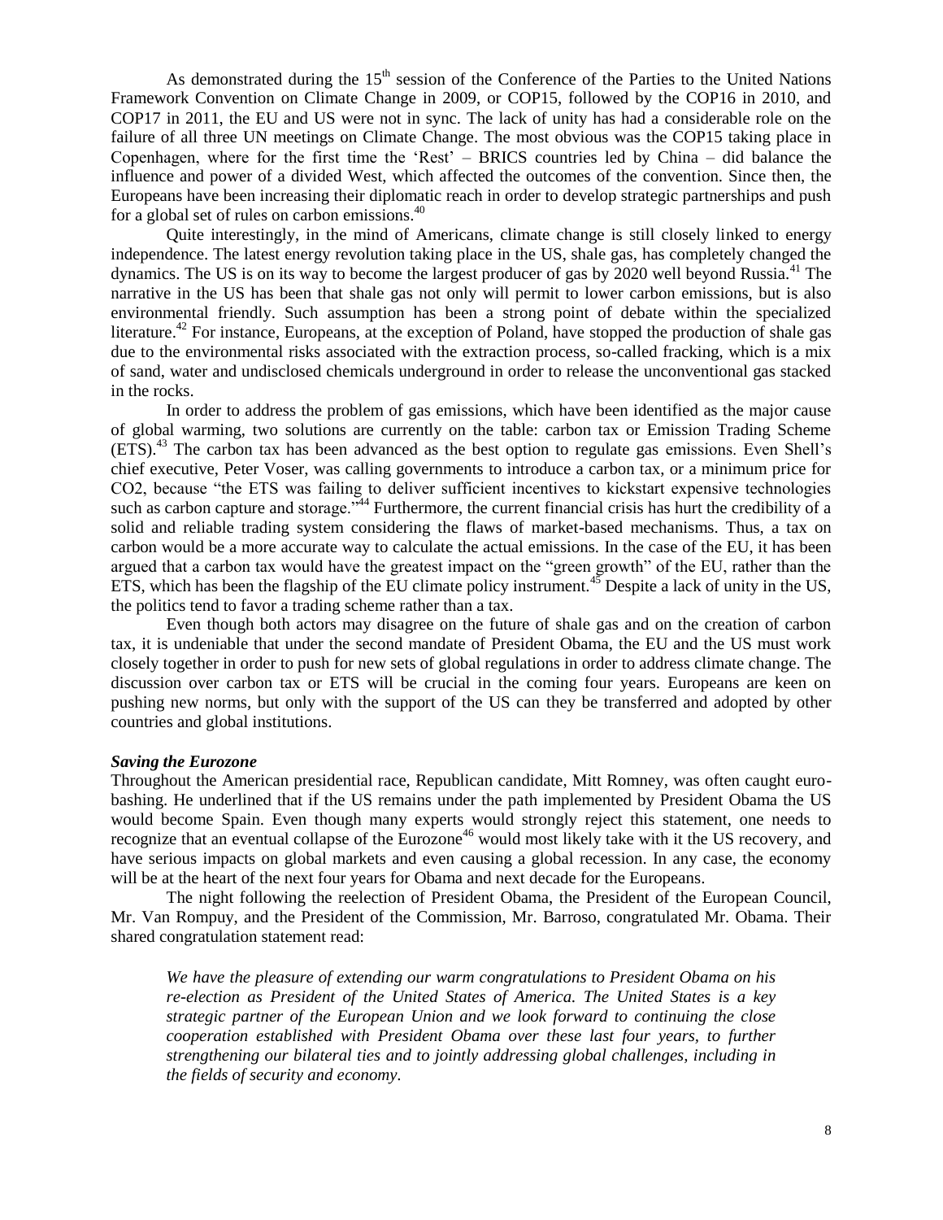As demonstrated during the 15th session of the Conference of the Parties to the United Nations Framework Convention on Climate Change in 2009, or COP15, followed by the COP16 in 2010, and COP17 in 2011, the EU and US were not in sync. The lack of unity has had a considerable role on the failure of all three UN meetings on Climate Change. The most obvious was the COP15 taking place in Copenhagen, where for the first time the 'Rest' – BRICS countries led by China – did balance the influence and power of a divided West, which affected the outcomes of the convention. Since then, the Europeans have been increasing their diplomatic reach in order to develop strategic partnerships and push for a global set of rules on carbon emissions.[40]

Quite interestingly, in the mind of Americans, climate change is still closely linked to energy independence. The latest energy revolution taking place in the US, shale gas, has completely changed the dynamics. The US is on its way to become the largest producer of gas by 2020 well beyond Russia.[41] The narrative in the US has been that shale gas not only will permit to lower carbon emissions, but is also environmental friendly. Such assumption has been a strong point of debate within the specialized literature.[42] For instance, Europeans, at the exception of Poland, have stopped the production of shale gas due to the environmental risks associated with the extraction process, so-called fracking, which is a mix of sand, water and undisclosed chemicals underground in order to release the unconventional gas stacked in the rocks.

In order to address the problem of gas emissions, which have been identified as the major cause of global warming, two solutions are currently on the table: carbon tax or Emission Trading Scheme (ETS).[43] The carbon tax has been advanced as the best option to regulate gas emissions. Even Shell's chief executive, Peter Voser, was calling governments to introduce a carbon tax, or a minimum price for $CO_2$, because "the ETS was failing to deliver sufficient incentives to kickstart expensive technologies such as carbon capture and storage."[44] Furthermore, the current financial crisis has hurt the credibility of a solid and reliable trading system considering the flaws of market-based mechanisms. Thus, a tax on carbon would be a more accurate way to calculate the actual emissions. In the case of the EU, it has been argued that a carbon tax would have the greatest impact on the "green growth" of the EU, rather than the ETS, which has been the flagship of the EU climate policy instrument.[45] Despite a lack of unity in the US, the politics tend to favor a trading scheme rather than a tax.

Even though both actors may disagree on the future of shale gas and on the creation of carbon tax, it is undeniable that under the second mandate of President Obama, the EU and the US must work closely together in order to push for new sets of global regulations in order to address climate change. The discussion over carbon tax or ETS will be crucial in the coming four years. Europeans are keen on pushing new norms, but only with the support of the US can they be transferred and adopted by other countries and global institutions.

***Saving the Eurozone***

Throughout the American presidential race, Republican candidate, Mitt Romney, was often caught euro-bashing. He underlined that if the US remains under the path implemented by President Obama the US would become Spain. Even though many experts would strongly reject this statement, one needs to recognize that an eventual collapse of the Eurozone[46] would most likely take with it the US recovery, and have serious impacts on global markets and even causing a global recession. In any case, the economy will be at the heart of the next four years for Obama and next decade for the Europeans.

The night following the reelection of President Obama, the President of the European Council, Mr. Van Rompuy, and the President of the Commission, Mr. Barroso, congratulated Mr. Obama. Their shared congratulation statement read:

> *We have the pleasure of extending our warm congratulations to President Obama on his re-election as President of the United States of America. The United States is a key strategic partner of the European Union and we look forward to continuing the close cooperation established with President Obama over these last four years, to further strengthening our bilateral ties and to jointly addressing global challenges, including in the fields of security and economy.*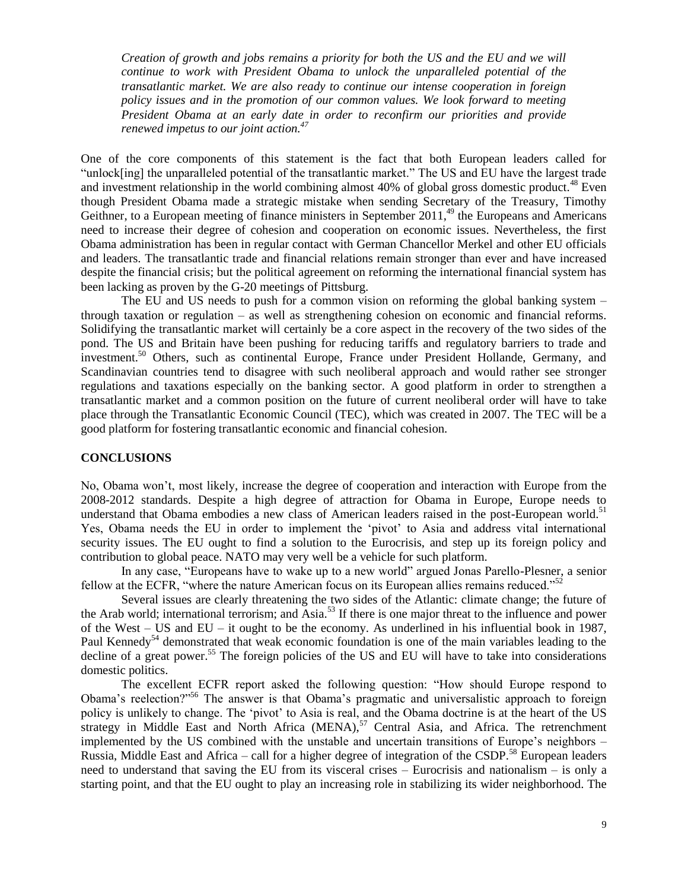> *Creation of growth and jobs remains a priority for both the US and the EU and we will continue to work with President Obama to unlock the unparalleled potential of the transatlantic market. We are also ready to continue our intense cooperation in foreign policy issues and in the promotion of our common values. We look forward to meeting President Obama at an early date in order to reconfirm our priorities and provide renewed impetus to our joint action.*[47]

One of the core components of this statement is the fact that both European leaders called for "unlock[ing] the unparalleled potential of the transatlantic market." The US and EU have the largest trade and investment relationship in the world combining almost 40% of global gross domestic product.[48] Even though President Obama made a strategic mistake when sending Secretary of the Treasury, Timothy Geithner, to a European meeting of finance ministers in September 2011,[49] the Europeans and Americans need to increase their degree of cohesion and cooperation on economic issues. Nevertheless, the first Obama administration has been in regular contact with German Chancellor Merkel and other EU officials and leaders. The transatlantic trade and financial relations remain stronger than ever and have increased despite the financial crisis; but the political agreement on reforming the international financial system has been lacking as proven by the G-20 meetings of Pittsburg.

The EU and US needs to push for a common vision on reforming the global banking system – through taxation or regulation – as well as strengthening cohesion on economic and financial reforms. Solidifying the transatlantic market will certainly be a core aspect in the recovery of the two sides of the pond. The US and Britain have been pushing for reducing tariffs and regulatory barriers to trade and investment.[50] Others, such as continental Europe, France under President Hollande, Germany, and Scandinavian countries tend to disagree with such neoliberal approach and would rather see stronger regulations and taxations especially on the banking sector. A good platform in order to strengthen a transatlantic market and a common position on the future of current neoliberal order will have to take place through the Transatlantic Economic Council (TEC), which was created in 2007. The TEC will be a good platform for fostering transatlantic economic and financial cohesion.

## CONCLUSIONS

No, Obama won't, most likely, increase the degree of cooperation and interaction with Europe from the 2008-2012 standards. Despite a high degree of attraction for Obama in Europe, Europe needs to understand that Obama embodies a new class of American leaders raised in the post-European world.[51] Yes, Obama needs the EU in order to implement the 'pivot' to Asia and address vital international security issues. The EU ought to find a solution to the Eurocrisis, and step up its foreign policy and contribution to global peace. NATO may very well be a vehicle for such platform.

In any case, "Europeans have to wake up to a new world" argued Jonas Parello-Plesner, a senior fellow at the ECFR, "where the nature American focus on its European allies remains reduced."[52]

Several issues are clearly threatening the two sides of the Atlantic: climate change; the future of the Arab world; international terrorism; and Asia.[53] If there is one major threat to the influence and power of the West – US and EU – it ought to be the economy. As underlined in his influential book in 1987, Paul Kennedy[54] demonstrated that weak economic foundation is one of the main variables leading to the decline of a great power.[55] The foreign policies of the US and EU will have to take into considerations domestic politics.

The excellent ECFR report asked the following question: "How should Europe respond to Obama's reelection?"[56] The answer is that Obama's pragmatic and universalistic approach to foreign policy is unlikely to change. The 'pivot' to Asia is real, and the Obama doctrine is at the heart of the US strategy in Middle East and North Africa (MENA),[57] Central Asia, and Africa. The retrenchment implemented by the US combined with the unstable and uncertain transitions of Europe's neighbors – Russia, Middle East and Africa – call for a higher degree of integration of the CSDP.[58] European leaders need to understand that saving the EU from its visceral crises – Eurocrisis and nationalism – is only a starting point, and that the EU ought to play an increasing role in stabilizing its wider neighborhood. The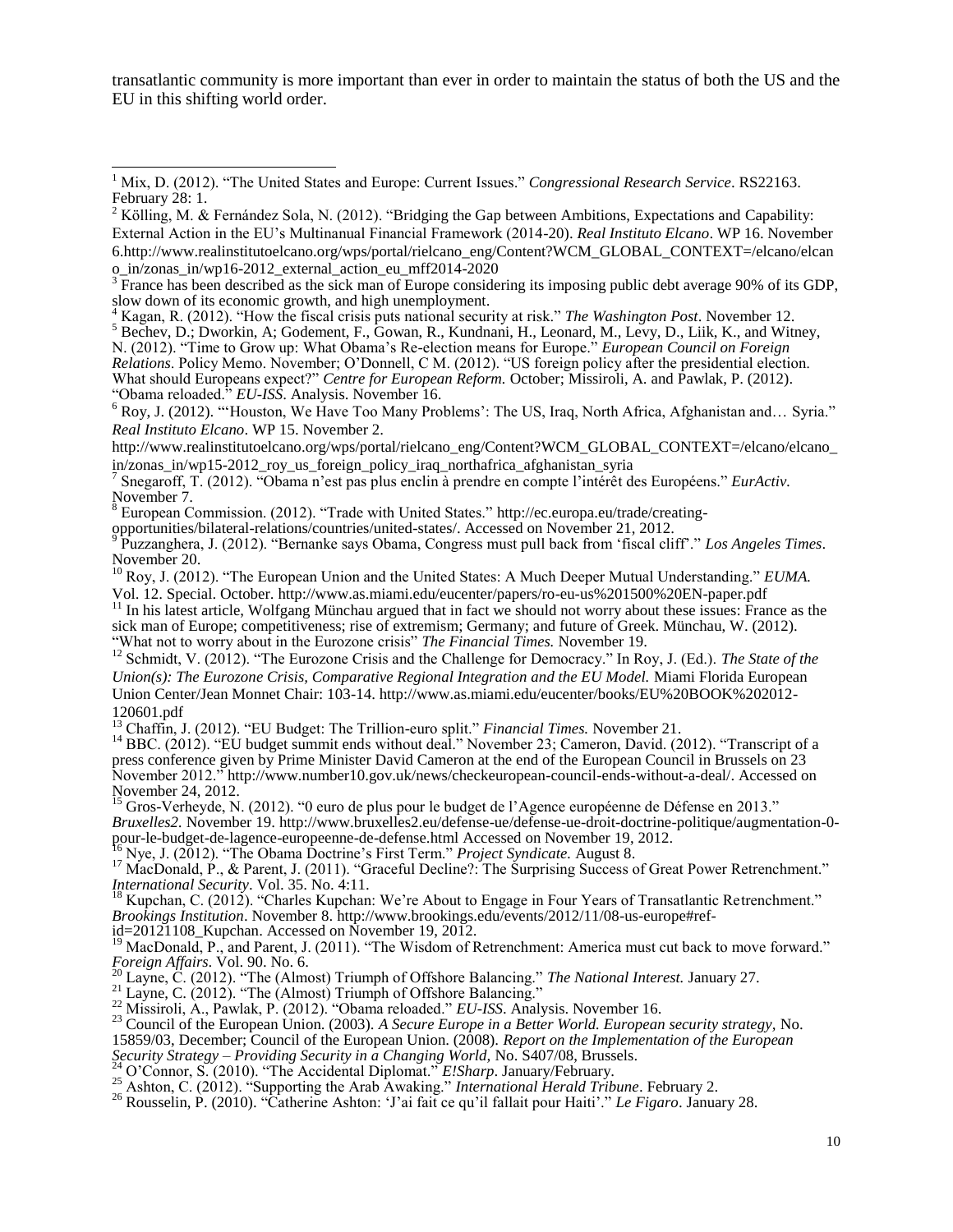transatlantic community is more important than ever in order to maintain the status of both the US and the EU in this shifting world order.

---

[1] Mix, D. (2012). "The United States and Europe: Current Issues." *Congressional Research Service*. RS22163. February 28: 1.

[2] Kölling, M. & Fernández Sola, N. (2012). "Bridging the Gap between Ambitions, Expectations and Capability: External Action in the EU's Multinanual Financial Framework (2014-20). *Real Instituto Elcano*. WP 16. November 6.http://www.realinstitutoelcano.org/wps/portal/rielcano_eng/Content?WCM_GLOBAL_CONTEXT=/elcano/elcano_in/zonas_in/wp16-2012_external_action_eu_mff2014-2020

[3] France has been described as the sick man of Europe considering its imposing public debt average 90% of its GDP, slow down of its economic growth, and high unemployment.

[4] Kagan, R. (2012). "How the fiscal crisis puts national security at risk." *The Washington Post*. November 12.

[5] Bechev, D.; Dworkin, A; Godement, F., Gowan, R., Kundnani, H., Leonard, M., Levy, D., Liik, K., and Witney, N. (2012). "Time to Grow up: What Obama's Re-election means for Europe." *European Council on Foreign Relations*. Policy Memo. November; O'Donnell, C M. (2012). "US foreign policy after the presidential election. What should Europeans expect?" *Centre for European Reform.* October; Missiroli, A. and Pawlak, P. (2012). "Obama reloaded." *EU-ISS*. Analysis. November 16.

[6] Roy, J. (2012). "'Houston, We Have Too Many Problems': The US, Iraq, North Africa, Afghanistan and… Syria." *Real Instituto Elcano*. WP 15. November 2. http://www.realinstitutoelcano.org/wps/portal/rielcano_eng/Content?WCM_GLOBAL_CONTEXT=/elcano/elcano_in/zonas_in/wp15-2012_roy_us_foreign_policy_iraq_northafrica_afghanistan_syria

[7] Snegaroff, T. (2012). "Obama n'est pas plus enclin à prendre en compte l'intérêt des Européens." *EurActiv.* November 7.

[8] European Commission. (2012). "Trade with United States." http://ec.europa.eu/trade/creating-opportunities/bilateral-relations/countries/united-states/. Accessed on November 21, 2012.

[9] Puzzanghera, J. (2012). "Bernanke says Obama, Congress must pull back from 'fiscal cliff'." *Los Angeles Times*. November 20.

[10] Roy, J. (2012). "The European Union and the United States: A Much Deeper Mutual Understanding." *EUMA.* Vol. 12. Special. October. http://www.as.miami.edu/eucenter/papers/ro-eu-us%201500%20EN-paper.pdf

[11] In his latest article, Wolfgang Münchau argued that in fact we should not worry about these issues: France as the sick man of Europe; competitiveness; rise of extremism; Germany; and future of Greek. Münchau, W. (2012). "What not to worry about in the Eurozone crisis" *The Financial Times.* November 19.

[12] Schmidt, V. (2012). "The Eurozone Crisis and the Challenge for Democracy." In Roy, J. (Ed.). *The State of the Union(s): The Eurozone Crisis, Comparative Regional Integration and the EU Model.* Miami Florida European Union Center/Jean Monnet Chair: 103-14. http://www.as.miami.edu/eucenter/books/EU%20BOOK%202012-120601.pdf

[13] Chaffin, J. (2012). "EU Budget: The Trillion-euro split." *Financial Times.* November 21.

[14] BBC. (2012). "EU budget summit ends without deal." November 23; Cameron, David. (2012). "Transcript of a press conference given by Prime Minister David Cameron at the end of the European Council in Brussels on 23 November 2012." http://www.number10.gov.uk/news/checkeuropean-council-ends-without-a-deal/. Accessed on November 24, 2012.

[15] Gros-Verheyde, N. (2012). "0 euro de plus pour le budget de l'Agence européenne de Défense en 2013." *Bruxelles2.* November 19. http://www.bruxelles2.eu/defense-ue/defense-ue-droit-doctrine-politique/augmentation-0-pour-le-budget-de-lagence-europeenne-de-defense.html Accessed on November 19, 2012.

[16] Nye, J. (2012). "The Obama Doctrine's First Term." *Project Syndicate.* August 8.

[17] MacDonald, P., & Parent, J. (2011). "Graceful Decline?: The Surprising Success of Great Power Retrenchment." *International Security*. Vol. 35. No. 4:11.

[18] Kupchan, C. (2012). "Charles Kupchan: We're About to Engage in Four Years of Transatlantic Retrenchment." *Brookings Institution*. November 8. http://www.brookings.edu/events/2012/11/08-us-europe#ref-id=20121108_Kupchan. Accessed on November 19, 2012.

[19] MacDonald, P., and Parent, J. (2011). "The Wisdom of Retrenchment: America must cut back to move forward." *Foreign Affairs.* Vol. 90. No. 6.

[20] Layne, C. (2012). "The (Almost) Triumph of Offshore Balancing." *The National Interest.* January 27.

[21] Layne, C. (2012). "The (Almost) Triumph of Offshore Balancing."

[22] Missiroli, A., Pawlak, P. (2012). "Obama reloaded." *EU-ISS*. Analysis. November 16.

[23] Council of the European Union. (2003). *A Secure Europe in a Better World. European security strategy,* No. 15859/03, December; Council of the European Union. (2008). *Report on the Implementation of the European Security Strategy – Providing Security in a Changing World,* No. S407/08, Brussels.

[24] O'Connor, S. (2010). "The Accidental Diplomat." *E!Sharp*. January/February.

[25] Ashton, C. (2012). "Supporting the Arab Awaking." *International Herald Tribune*. February 2.

[26] Rousselin, P. (2010). "Catherine Ashton: 'J'ai fait ce qu'il fallait pour Haiti'." *Le Figaro*. January 28.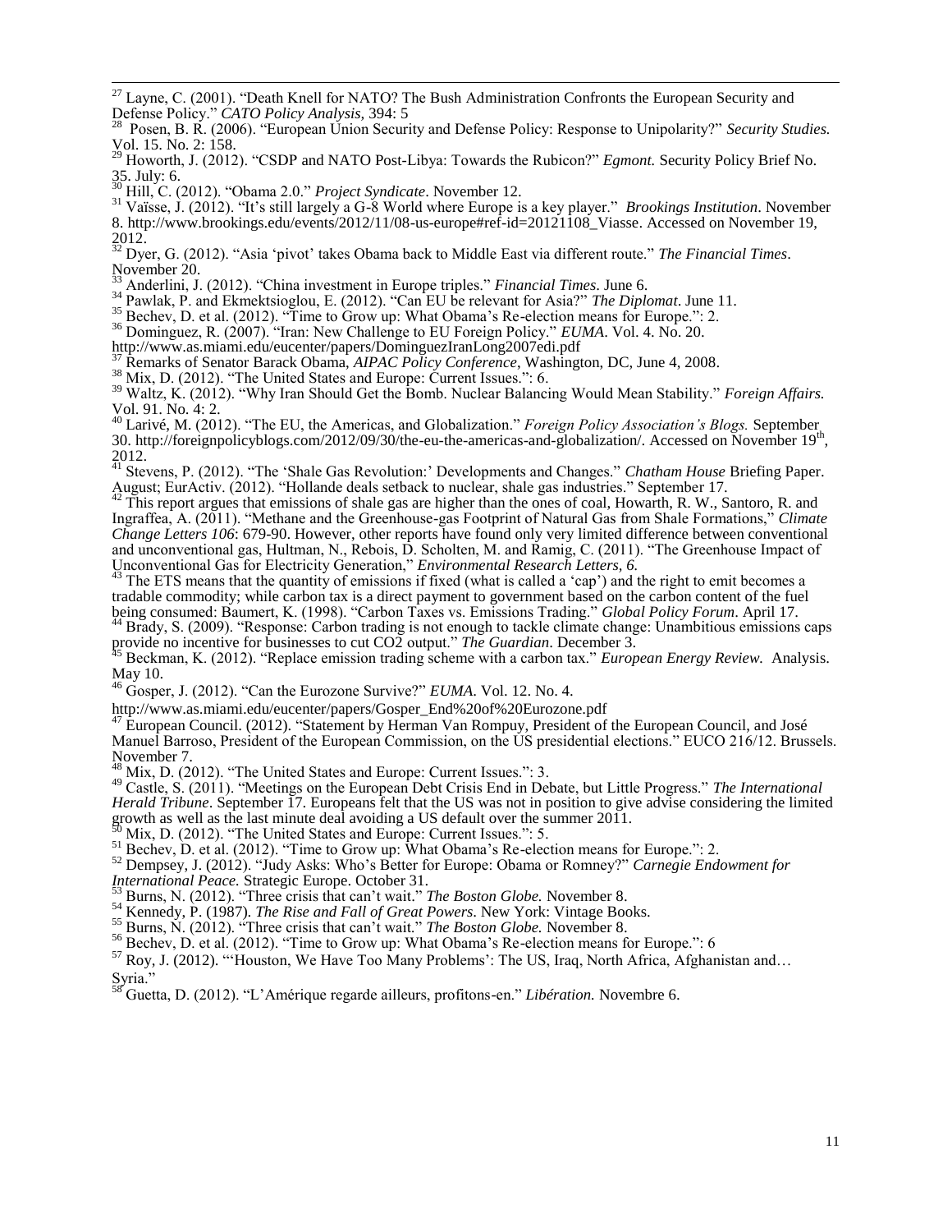[27] Layne, C. (2001). "Death Knell for NATO? The Bush Administration Confronts the European Security and Defense Policy." *CATO Policy Analysis,* 394: 5

[28] Posen, B. R. (2006). "European Union Security and Defense Policy: Response to Unipolarity?" *Security Studies.* Vol. 15. No. 2: 158.

[29] Howorth, J. (2012). "CSDP and NATO Post-Libya: Towards the Rubicon?" *Egmont.* Security Policy Brief No. 35. July: 6.

[30] Hill, C. (2012). "Obama 2.0." *Project Syndicate*. November 12.

[31] Vaïsse, J. (2012). "It's still largely a G-8 World where Europe is a key player." *Brookings Institution*. November 8. http://www.brookings.edu/events/2012/11/08-us-europe#ref-id=20121108_Viasse. Accessed on November 19, 2012.

[32] Dyer, G. (2012). "Asia 'pivot' takes Obama back to Middle East via different route." *The Financial Times*. November 20.

[33] Anderlini, J. (2012). "China investment in Europe triples." *Financial Times*. June 6.

[34] Pawlak, P. and Ekmektsioglou, E. (2012). "Can EU be relevant for Asia?" *The Diplomat*. June 11.

[35] Bechev, D. et al. (2012). "Time to Grow up: What Obama's Re-election means for Europe.": 2.

[36] Dominguez, R. (2007). "Iran: New Challenge to EU Foreign Policy." *EUMA*. Vol. 4. No. 20. http://www.as.miami.edu/eucenter/papers/DominguezIranLong2007edi.pdf

[37] Remarks of Senator Barack Obama, *AIPAC Policy Conference*, Washington, DC, June 4, 2008.

[38] Mix, D. (2012). "The United States and Europe: Current Issues.": 6.

[39] Waltz, K. (2012). "Why Iran Should Get the Bomb. Nuclear Balancing Would Mean Stability." *Foreign Affairs.* Vol. 91. No. 4: 2.

[40] Larivé, M. (2012). "The EU, the Americas, and Globalization." *Foreign Policy Association's Blogs.* September 30. http://foreignpolicyblogs.com/2012/09/30/the-eu-the-americas-and-globalization/. Accessed on November 19th, 2012.

[41] Stevens, P. (2012). "The 'Shale Gas Revolution:' Developments and Changes." *Chatham House* Briefing Paper. August; EurActiv. (2012). "Hollande deals setback to nuclear, shale gas industries." September 17.

[42] This report argues that emissions of shale gas are higher than the ones of coal, Howarth, R. W., Santoro, R. and Ingraffea, A. (2011). "Methane and the Greenhouse-gas Footprint of Natural Gas from Shale Formations," *Climate Change Letters 106*: 679-90. However, other reports have found only very limited difference between conventional and unconventional gas, Hultman, N., Rebois, D. Scholten, M. and Ramig, C. (2011). "The Greenhouse Impact of Unconventional Gas for Electricity Generation," *Environmental Research Letters, 6.*

[43] The ETS means that the quantity of emissions if fixed (what is called a 'cap') and the right to emit becomes a tradable commodity; while carbon tax is a direct payment to government based on the carbon content of the fuel being consumed: Baumert, K. (1998). "Carbon Taxes vs. Emissions Trading." *Global Policy Forum*. April 17.

[44] Brady, S. (2009). "Response: Carbon trading is not enough to tackle climate change: Unambitious emissions caps provide no incentive for businesses to cut CO2 output." *The Guardian*. December 3.

[45] Beckman, K. (2012). "Replace emission trading scheme with a carbon tax." *European Energy Review.* Analysis. May 10.

[46] Gosper, J. (2012). "Can the Eurozone Survive?" *EUMA*. Vol. 12. No. 4. http://www.as.miami.edu/eucenter/papers/Gosper_End%20of%20Eurozone.pdf

[47] European Council. (2012). "Statement by Herman Van Rompuy, President of the European Council, and José Manuel Barroso, President of the European Commission, on the US presidential elections." EUCO 216/12. Brussels. November 7.

[48] Mix, D. (2012). "The United States and Europe: Current Issues.": 3.

[49] Castle, S. (2011). "Meetings on the European Debt Crisis End in Debate, but Little Progress." *The International Herald Tribune*. September 17. Europeans felt that the US was not in position to give advise considering the limited growth as well as the last minute deal avoiding a US default over the summer 2011.

[50] Mix, D. (2012). "The United States and Europe: Current Issues.": 5.

[51] Bechev, D. et al. (2012). "Time to Grow up: What Obama's Re-election means for Europe.": 2.

[52] Dempsey, J. (2012). "Judy Asks: Who's Better for Europe: Obama or Romney?" *Carnegie Endowment for International Peace.* Strategic Europe. October 31.

[53] Burns, N. (2012). "Three crisis that can't wait." *The Boston Globe.* November 8.

[54] Kennedy, P. (1987). *The Rise and Fall of Great Powers.* New York: Vintage Books.

[55] Burns, N. (2012). "Three crisis that can't wait." *The Boston Globe.* November 8.

[56] Bechev, D. et al. (2012). "Time to Grow up: What Obama's Re-election means for Europe.": 6

[57] Roy, J. (2012). "'Houston, We Have Too Many Problems': The US, Iraq, North Africa, Afghanistan and… Syria."

[58] Guetta, D. (2012). "L'Amérique regarde ailleurs, profitons-en." *Libération.* Novembre 6.